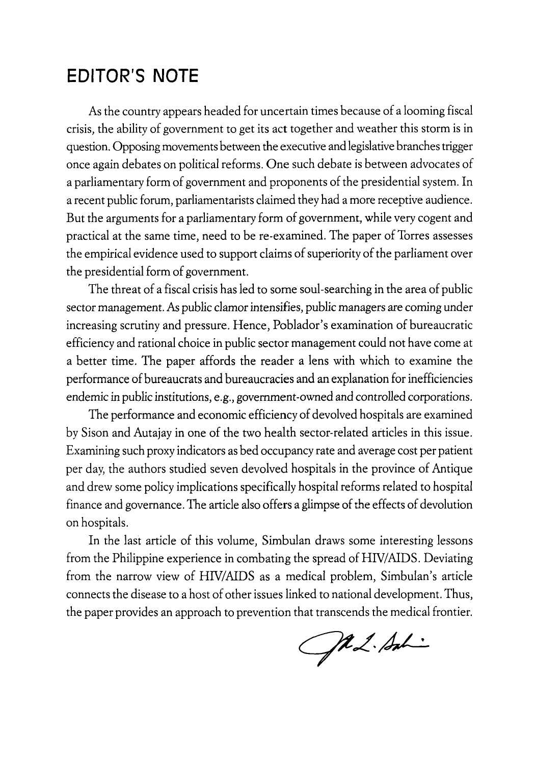## EDITOR'S NOTE

As the country appears headed for uncertain times because of a looming fiscal crisis, the ability of government to get its act together and weather this storm is in question. Opposing movements between the executive and legislative branches trigger once again debates on political reforms. One such debate is between advocates of a parliamentary form of government and proponents of the presidential system. In a recent public forum, parliamentarists claimed they had a more receptive audience. But the arguments for a parliamentary form of government, while very cogent and practical at the same time, need to be re-examined. The paper of Torres assesses the empirical evidence used to support claims of superiority of the parliament over the presidential form of government.

The threat of a fiscal crisis has led to some soul-searching in the area of public sector management. As public clamor intensifies, public managers are coming under increasing scrutiny and pressure. Hence, Poblador's examination of bureaucratic efficiency and rational choice in public sector management could not have come at a better time. The paper affords the reader a lens with which to examine the performance of bureaucrats and bureaucracies and an explanation for inefficiencies endemic in public institutions, e.g., government-owned and controlled corporations.

The performance and economic efficiency of devolved hospitals are examined by Sison and Autajay in one of the two health sector-related articles in this issue. Examining such proxy indicators as bed occupancy rate and average cost per patient per day, the authors studied seven devolved hospitals in the province of Antique and drew some policy implications specifically hospital reforms related to hospital finance and governance. The article also offers a glimpse of the effects of devolution on hospitals.

In the last article of this volume, Simbulan draws some interesting lessons from the Philippine experience in combating the spread of HIV/AIDS. Deviating from the narrow view of HIV/AIDS as a medical problem, Simbulan's article connects the disease to a host of other issues linked to national development. Thus, the paper provides an approach to prevention that transcends the medical frontier.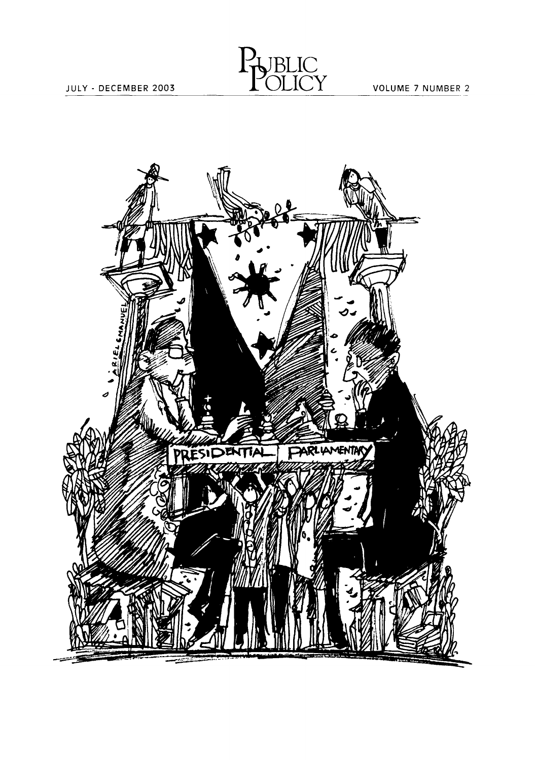JULY - DECEMBER 2003

# PUBLIC POLICY

VOLUME 7 NUMBER 2